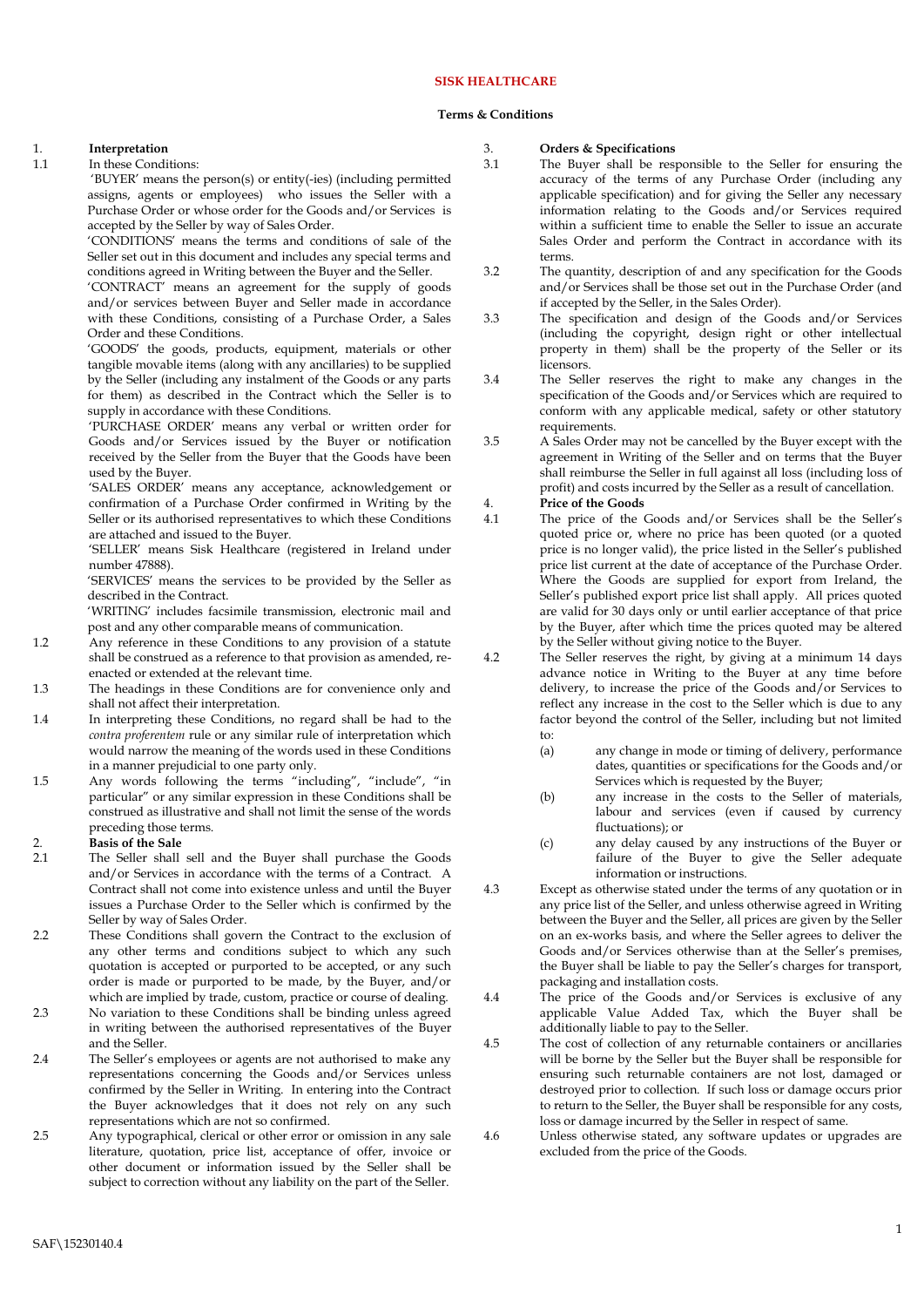# SISK HEALTHCARE

## Terms & Conditions

**1. Interpretation**

1.1 In these Conditions:

'BUYER' means the person(s) or entity(-ies) (including permitted assigns, agents or employees) who issues the Seller with a Purchase Order or whose order for the Goods and/or Services is accepted by the Seller by way of Sales Order.

'CONDITIONS' means the terms and conditions of sale of the Seller set out in this document and includes any special terms and conditions agreed in Writing between the Buyer and the Seller.

'CONTRACT' means an agreement for the supply of goods and/or services between Buyer and Seller made in accordance with these Conditions, consisting of a Purchase Order, a Sales Order and these Conditions.

'GOODS' the goods, products, equipment, materials or other tangible movable items (along with any ancillaries) to be supplied by the Seller (including any instalment of the Goods or any parts for them) as described in the Contract which the Seller is to supply in accordance with these Conditions.

'PURCHASE ORDER' means any verbal or written order for Goods and/or Services issued by the Buyer or notification received by the Seller from the Buyer that the Goods have been used by the Buyer.

'SALES ORDER' means any acceptance, acknowledgement or confirmation of a Purchase Order confirmed in Writing by the Seller or its authorised representatives to which these Conditions are attached and issued to the Buyer.

'SELLER' means Sisk Healthcare (registered in Ireland under number 47888).

'SERVICES' means the services to be provided by the Seller as described in the Contract.

'WRITING' includes facsimile transmission, electronic mail and post and any other comparable means of communication.

1.2 Any reference in these Conditions to any provision of a statute shall be construed as a reference to that provision as amended, re-enacted or extended at the relevant time.

1.3 The headings in these Conditions are for convenience only and shall not affect their interpretation.

1.4 In interpreting these Conditions, no regard shall be had to the *contra proferentem* rule or any similar rule of interpretation which would narrow the meaning of the words used in these Conditions in a manner prejudicial to one party only.

1.5 Any words following the terms "including", "include", "in particular" or any similar expression in these Conditions shall be construed as illustrative and shall not limit the sense of the words preceding those terms.

**2. Basis of the Sale**

2.1 The Seller shall sell and the Buyer shall purchase the Goods and/or Services in accordance with the terms of a Contract. A Contract shall not come into existence unless and until the Buyer issues a Purchase Order to the Seller which is confirmed by the Seller by way of Sales Order.

2.2 These Conditions shall govern the Contract to the exclusion of any other terms and conditions subject to which any such quotation is accepted or purported to be accepted, or any such order is made or purported to be made, by the Buyer, and/or which are implied by trade, custom, practice or course of dealing.

2.3 No variation to these Conditions shall be binding unless agreed in writing between the authorised representatives of the Buyer and the Seller.

2.4 The Seller's employees or agents are not authorised to make any representations concerning the Goods and/or Services unless confirmed by the Seller in Writing. In entering into the Contract the Buyer acknowledges that it does not rely on any such representations which are not so confirmed.

2.5 Any typographical, clerical or other error or omission in any sale literature, quotation, price list, acceptance of offer, invoice or other document or information issued by the Seller shall be subject to correction without any liability on the part of the Seller.

**3. Orders & Specifications**

3.1 The Buyer shall be responsible to the Seller for ensuring the accuracy of the terms of any Purchase Order (including any applicable specification) and for giving the Seller any necessary information relating to the Goods and/or Services required within a sufficient time to enable the Seller to issue an accurate Sales Order and perform the Contract in accordance with its terms.

3.2 The quantity, description of and any specification for the Goods and/or Services shall be those set out in the Purchase Order (and if accepted by the Seller, in the Sales Order).

3.3 The specification and design of the Goods and/or Services (including the copyright, design right or other intellectual property in them) shall be the property of the Seller or its licensors.

3.4 The Seller reserves the right to make any changes in the specification of the Goods and/or Services which are required to conform with any applicable medical, safety or other statutory requirements.

3.5 A Sales Order may not be cancelled by the Buyer except with the agreement in Writing of the Seller and on terms that the Buyer shall reimburse the Seller in full against all loss (including loss of profit) and costs incurred by the Seller as a result of cancellation.

**4. Price of the Goods**

4.1 The price of the Goods and/or Services shall be the Seller's quoted price or, where no price has been quoted (or a quoted price is no longer valid), the price listed in the Seller's published price list current at the date of acceptance of the Purchase Order. Where the Goods are supplied for export from Ireland, the Seller's published export price list shall apply. All prices quoted are valid for 30 days only or until earlier acceptance of that price by the Buyer, after which time the prices quoted may be altered by the Seller without giving notice to the Buyer.

4.2 The Seller reserves the right, by giving at a minimum 14 days advance notice in Writing to the Buyer at any time before delivery, to increase the price of the Goods and/or Services to reflect any increase in the cost to the Seller which is due to any factor beyond the control of the Seller, including but not limited to:

(a) any change in mode or timing of delivery, performance dates, quantities or specifications for the Goods and/or Services which is requested by the Buyer;

(b) any increase in the costs to the Seller of materials, labour and services (even if caused by currency fluctuations); or

(c) any delay caused by any instructions of the Buyer or failure of the Buyer to give the Seller adequate information or instructions.

4.3 Except as otherwise stated under the terms of any quotation or in any price list of the Seller, and unless otherwise agreed in Writing between the Buyer and the Seller, all prices are given by the Seller on an ex-works basis, and where the Seller agrees to deliver the Goods and/or Services otherwise than at the Seller's premises, the Buyer shall be liable to pay the Seller's charges for transport, packaging and installation costs.

4.4 The price of the Goods and/or Services is exclusive of any applicable Value Added Tax, which the Buyer shall be additionally liable to pay to the Seller.

4.5 The cost of collection of any returnable containers or ancillaries will be borne by the Seller but the Buyer shall be responsible for ensuring such returnable containers are not lost, damaged or destroyed prior to collection. If such loss or damage occurs prior to return to the Seller, the Buyer shall be responsible for any costs, loss or damage incurred by the Seller in respect of same.

4.6 Unless otherwise stated, any software updates or upgrades are excluded from the price of the Goods.

SAF\15230140.4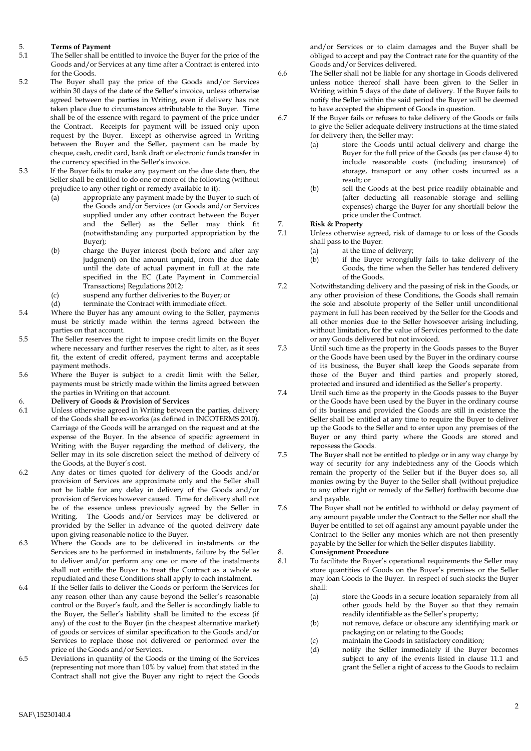**5. Terms of Payment**

5.1 The Seller shall be entitled to invoice the Buyer for the price of the Goods and/or Services at any time after a Contract is entered into for the Goods.

5.2 The Buyer shall pay the price of the Goods and/or Services within 30 days of the date of the Seller's invoice, unless otherwise agreed between the parties in Writing, even if delivery has not taken place due to circumstances attributable to the Buyer. Time shall be of the essence with regard to payment of the price under the Contract. Receipts for payment will be issued only upon request by the Buyer. Except as otherwise agreed in Writing between the Buyer and the Seller, payment can be made by cheque, cash, credit card, bank draft or electronic funds transfer in the currency specified in the Seller's invoice.

5.3 If the Buyer fails to make any payment on the due date then, the Seller shall be entitled to do one or more of the following (without prejudice to any other right or remedy available to it):

(a) appropriate any payment made by the Buyer to such of the Goods and/or Services (or Goods and/or Services supplied under any other contract between the Buyer and the Seller) as the Seller may think fit (notwithstanding any purported appropriation by the Buyer);

(b) charge the Buyer interest (both before and after any judgment) on the amount unpaid, from the due date until the date of actual payment in full at the rate specified in the EC (Late Payment in Commercial Transactions) Regulations 2012;

(c) suspend any further deliveries to the Buyer; or

(d) terminate the Contract with immediate effect.

5.4 Where the Buyer has any amount owing to the Seller, payments must be strictly made within the terms agreed between the parties on that account.

5.5 The Seller reserves the right to impose credit limits on the Buyer where necessary and further reserves the right to alter, as it sees fit, the extent of credit offered, payment terms and acceptable payment methods.

5.6 Where the Buyer is subject to a credit limit with the Seller, payments must be strictly made within the limits agreed between the parties in Writing on that account.

**6. Delivery of Goods & Provision of Services**

6.1 Unless otherwise agreed in Writing between the parties, delivery of the Goods shall be ex-works (as defined in INCOTERMS 2010). Carriage of the Goods will be arranged on the request and at the expense of the Buyer. In the absence of specific agreement in Writing with the Buyer regarding the method of delivery, the Seller may in its sole discretion select the method of delivery of the Goods, at the Buyer's cost.

6.2 Any dates or times quoted for delivery of the Goods and/or provision of Services are approximate only and the Seller shall not be liable for any delay in delivery of the Goods and/or provision of Services however caused. Time for delivery shall not be of the essence unless previously agreed by the Seller in Writing. The Goods and/or Services may be delivered or provided by the Seller in advance of the quoted delivery date upon giving reasonable notice to the Buyer.

6.3 Where the Goods are to be delivered in instalments or the Services are to be performed in instalments, failure by the Seller to deliver and/or perform any one or more of the instalments shall not entitle the Buyer to treat the Contract as a whole as repudiated and these Conditions shall apply to each instalment.

6.4 If the Seller fails to deliver the Goods or perform the Services for any reason other than any cause beyond the Seller's reasonable control or the Buyer's fault, and the Seller is accordingly liable to the Buyer, the Seller's liability shall be limited to the excess (if any) of the cost to the Buyer (in the cheapest alternative market) of goods or services of similar specification to the Goods and/or Services to replace those not delivered or performed over the price of the Goods and/or Services.

6.5 Deviations in quantity of the Goods or the timing of the Services (representing not more than 10% by value) from that stated in the Contract shall not give the Buyer any right to reject the Goods and/or Services or to claim damages and the Buyer shall be obliged to accept and pay the Contract rate for the quantity of the Goods and/or Services delivered.

6.6 The Seller shall not be liable for any shortage in Goods delivered unless notice thereof shall have been given to the Seller in Writing within 5 days of the date of delivery. If the Buyer fails to notify the Seller within the said period the Buyer will be deemed to have accepted the shipment of Goods in question.

6.7 If the Buyer fails or refuses to take delivery of the Goods or fails to give the Seller adequate delivery instructions at the time stated for delivery then, the Seller may:

(a) store the Goods until actual delivery and charge the Buyer for the full price of the Goods (as per clause 4) to include reasonable costs (including insurance) of storage, transport or any other costs incurred as a result; or

(b) sell the Goods at the best price readily obtainable and (after deducting all reasonable storage and selling expenses) charge the Buyer for any shortfall below the price under the Contract.

**7. Risk & Property**

7.1 Unless otherwise agreed, risk of damage to or loss of the Goods shall pass to the Buyer:

(a) at the time of delivery;

(b) if the Buyer wrongfully fails to take delivery of the Goods, the time when the Seller has tendered delivery of the Goods.

7.2 Notwithstanding delivery and the passing of risk in the Goods, or any other provision of these Conditions, the Goods shall remain the sole and absolute property of the Seller until unconditional payment in full has been received by the Seller for the Goods and all other monies due to the Seller howsoever arising including, without limitation, for the value of Services performed to the date or any Goods delivered but not invoiced.

7.3 Until such time as the property in the Goods passes to the Buyer or the Goods have been used by the Buyer in the ordinary course of its business, the Buyer shall keep the Goods separate from those of the Buyer and third parties and properly stored, protected and insured and identified as the Seller's property.

7.4 Until such time as the property in the Goods passes to the Buyer or the Goods have been used by the Buyer in the ordinary course of its business and provided the Goods are still in existence the Seller shall be entitled at any time to require the Buyer to deliver up the Goods to the Seller and to enter upon any premises of the Buyer or any third party where the Goods are stored and repossess the Goods.

7.5 The Buyer shall not be entitled to pledge or in any way charge by way of security for any indebtedness any of the Goods which remain the property of the Seller but if the Buyer does so, all monies owing by the Buyer to the Seller shall (without prejudice to any other right or remedy of the Seller) forthwith become due and payable.

7.6 The Buyer shall not be entitled to withhold or delay payment of any amount payable under the Contract to the Seller nor shall the Buyer be entitled to set off against any amount payable under the Contract to the Seller any monies which are not then presently payable by the Seller for which the Seller disputes liability.

**8. Consignment Procedure**

8.1 To facilitate the Buyer's operational requirements the Seller may store quantities of Goods on the Buyer's premises or the Seller may loan Goods to the Buyer. In respect of such stocks the Buyer shall:

(a) store the Goods in a secure location separately from all other goods held by the Buyer so that they remain readily identifiable as the Seller's property;

(b) not remove, deface or obscure any identifying mark or packaging on or relating to the Goods;

(c) maintain the Goods in satisfactory condition;

(d) notify the Seller immediately if the Buyer becomes subject to any of the events listed in clause 11.1 and grant the Seller a right of access to the Goods to reclaim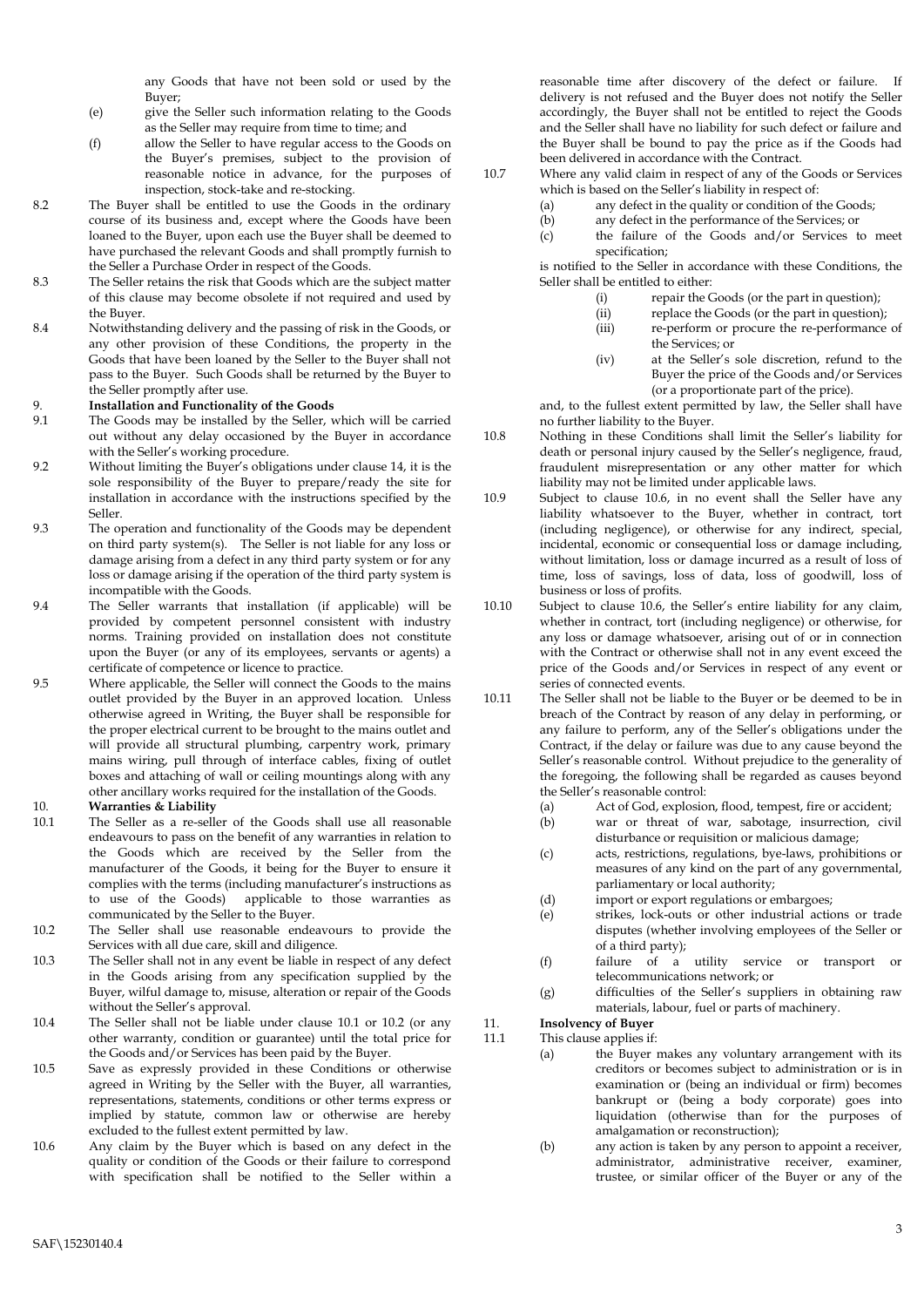any Goods that have not been sold or used by the Buyer;

(e) give the Seller such information relating to the Goods as the Seller may require from time to time; and

(f) allow the Seller to have regular access to the Goods on the Buyer's premises, subject to the provision of reasonable notice in advance, for the purposes of inspection, stock-take and re-stocking.

8.2 The Buyer shall be entitled to use the Goods in the ordinary course of its business and, except where the Goods have been loaned to the Buyer, upon each use the Buyer shall be deemed to have purchased the relevant Goods and shall promptly furnish to the Seller a Purchase Order in respect of the Goods.

8.3 The Seller retains the risk that Goods which are the subject matter of this clause may become obsolete if not required and used by the Buyer.

8.4 Notwithstanding delivery and the passing of risk in the Goods, or any other provision of these Conditions, the property in the Goods that have been loaned by the Seller to the Buyer shall not pass to the Buyer. Such Goods shall be returned by the Buyer to the Seller promptly after use.

**9. Installation and Functionality of the Goods**

9.1 The Goods may be installed by the Seller, which will be carried out without any delay occasioned by the Buyer in accordance with the Seller's working procedure.

9.2 Without limiting the Buyer's obligations under clause 14, it is the sole responsibility of the Buyer to prepare/ready the site for installation in accordance with the instructions specified by the Seller.

9.3 The operation and functionality of the Goods may be dependent on third party system(s). The Seller is not liable for any loss or damage arising from a defect in any third party system or for any loss or damage arising if the operation of the third party system is incompatible with the Goods.

9.4 The Seller warrants that installation (if applicable) will be provided by competent personnel consistent with industry norms. Training provided on installation does not constitute upon the Buyer (or any of its employees, servants or agents) a certificate of competence or licence to practice.

9.5 Where applicable, the Seller will connect the Goods to the mains outlet provided by the Buyer in an approved location. Unless otherwise agreed in Writing, the Buyer shall be responsible for the proper electrical current to be brought to the mains outlet and will provide all structural plumbing, carpentry work, primary mains wiring, pull through of interface cables, fixing of outlet boxes and attaching of wall or ceiling mountings along with any other ancillary works required for the installation of the Goods.

**10. Warranties & Liability**

10.1 The Seller as a re-seller of the Goods shall use all reasonable endeavours to pass on the benefit of any warranties in relation to the Goods which are received by the Seller from the manufacturer of the Goods, it being for the Buyer to ensure it complies with the terms (including manufacturer's instructions as to use of the Goods) applicable to those warranties as communicated by the Seller to the Buyer.

10.2 The Seller shall use reasonable endeavours to provide the Services with all due care, skill and diligence.

10.3 The Seller shall not in any event be liable in respect of any defect in the Goods arising from any specification supplied by the Buyer, wilful damage to, misuse, alteration or repair of the Goods without the Seller's approval.

10.4 The Seller shall not be liable under clause 10.1 or 10.2 (or any other warranty, condition or guarantee) until the total price for the Goods and/or Services has been paid by the Buyer.

10.5 Save as expressly provided in these Conditions or otherwise agreed in Writing by the Seller with the Buyer, all warranties, representations, statements, conditions or other terms express or implied by statute, common law or otherwise are hereby excluded to the fullest extent permitted by law.

10.6 Any claim by the Buyer which is based on any defect in the quality or condition of the Goods or their failure to correspond with specification shall be notified to the Seller within a reasonable time after discovery of the defect or failure. If delivery is not refused and the Buyer does not notify the Seller accordingly, the Buyer shall not be entitled to reject the Goods and the Seller shall have no liability for such defect or failure and the Buyer shall be bound to pay the price as if the Goods had been delivered in accordance with the Contract.

10.7 Where any valid claim in respect of any of the Goods or Services which is based on the Seller's liability in respect of:

(a) any defect in the quality or condition of the Goods;

(b) any defect in the performance of the Services; or

(c) the failure of the Goods and/or Services to meet specification;

is notified to the Seller in accordance with these Conditions, the Seller shall be entitled to either:

(i) repair the Goods (or the part in question);

(ii) replace the Goods (or the part in question);

(iii) re-perform or procure the re-performance of the Services; or

(iv) at the Seller's sole discretion, refund to the Buyer the price of the Goods and/or Services (or a proportionate part of the price).

and, to the fullest extent permitted by law, the Seller shall have no further liability to the Buyer.

10.8 Nothing in these Conditions shall limit the Seller's liability for death or personal injury caused by the Seller's negligence, fraud, fraudulent misrepresentation or any other matter for which liability may not be limited under applicable laws.

10.9 Subject to clause 10.6, in no event shall the Seller have any liability whatsoever to the Buyer, whether in contract, tort (including negligence), or otherwise for any indirect, special, incidental, economic or consequential loss or damage including, without limitation, loss or damage incurred as a result of loss of time, loss of savings, loss of data, loss of goodwill, loss of business or loss of profits.

10.10 Subject to clause 10.6, the Seller's entire liability for any claim, whether in contract, tort (including negligence) or otherwise, for any loss or damage whatsoever, arising out of or in connection with the Contract or otherwise shall not in any event exceed the price of the Goods and/or Services in respect of any event or series of connected events.

10.11 The Seller shall not be liable to the Buyer or be deemed to be in breach of the Contract by reason of any delay in performing, or any failure to perform, any of the Seller's obligations under the Contract, if the delay or failure was due to any cause beyond the Seller's reasonable control. Without prejudice to the generality of the foregoing, the following shall be regarded as causes beyond the Seller's reasonable control:

(a) Act of God, explosion, flood, tempest, fire or accident;

(b) war or threat of war, sabotage, insurrection, civil disturbance or requisition or malicious damage;

(c) acts, restrictions, regulations, bye-laws, prohibitions or measures of any kind on the part of any governmental, parliamentary or local authority;

(d) import or export regulations or embargoes;

(e) strikes, lock-outs or other industrial actions or trade disputes (whether involving employees of the Seller or of a third party);

(f) failure of a utility service or transport or telecommunications network; or

(g) difficulties of the Seller's suppliers in obtaining raw materials, labour, fuel or parts of machinery.

**11. Insolvency of Buyer**

11.1 This clause applies if:

(a) the Buyer makes any voluntary arrangement with its creditors or becomes subject to administration or is in examination or (being an individual or firm) becomes bankrupt or (being a body corporate) goes into liquidation (otherwise than for the purposes of amalgamation or reconstruction);

(b) any action is taken by any person to appoint a receiver, administrator, administrative receiver, examiner, trustee, or similar officer of the Buyer or any of the

SAF\15230140.4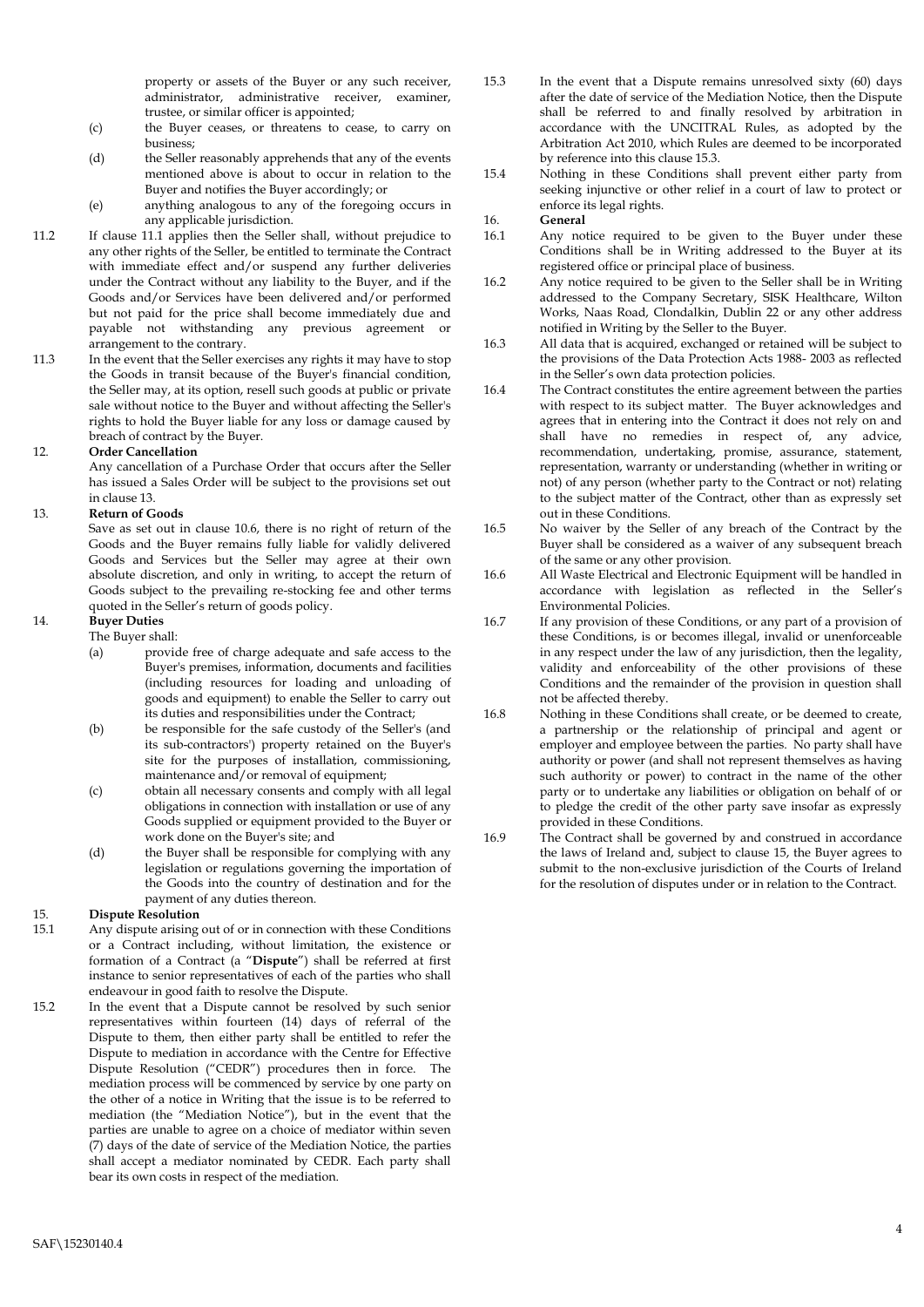property or assets of the Buyer or any such receiver, administrator, administrative receiver, examiner, trustee, or similar officer is appointed;

(c) the Buyer ceases, or threatens to cease, to carry on business;

(d) the Seller reasonably apprehends that any of the events mentioned above is about to occur in relation to the Buyer and notifies the Buyer accordingly; or

(e) anything analogous to any of the foregoing occurs in any applicable jurisdiction.

11.2 If clause 11.1 applies then the Seller shall, without prejudice to any other rights of the Seller, be entitled to terminate the Contract with immediate effect and/or suspend any further deliveries under the Contract without any liability to the Buyer, and if the Goods and/or Services have been delivered and/or performed but not paid for the price shall become immediately due and payable not withstanding any previous agreement or arrangement to the contrary.

11.3 In the event that the Seller exercises any rights it may have to stop the Goods in transit because of the Buyer's financial condition, the Seller may, at its option, resell such goods at public or private sale without notice to the Buyer and without affecting the Seller's rights to hold the Buyer liable for any loss or damage caused by breach of contract by the Buyer.

**12. Order Cancellation**

Any cancellation of a Purchase Order that occurs after the Seller has issued a Sales Order will be subject to the provisions set out in clause 13.

**13. Return of Goods**

Save as set out in clause 10.6, there is no right of return of the Goods and the Buyer remains fully liable for validly delivered Goods and Services but the Seller may agree at their own absolute discretion, and only in writing, to accept the return of Goods subject to the prevailing re-stocking fee and other terms quoted in the Seller's return of goods policy.

**14. Buyer Duties**

The Buyer shall:

(a) provide free of charge adequate and safe access to the Buyer's premises, information, documents and facilities (including resources for loading and unloading of goods and equipment) to enable the Seller to carry out its duties and responsibilities under the Contract;

(b) be responsible for the safe custody of the Seller's (and its sub-contractors') property retained on the Buyer's site for the purposes of installation, commissioning, maintenance and/or removal of equipment;

(c) obtain all necessary consents and comply with all legal obligations in connection with installation or use of any Goods supplied or equipment provided to the Buyer or work done on the Buyer's site; and

(d) the Buyer shall be responsible for complying with any legislation or regulations governing the importation of the Goods into the country of destination and for the payment of any duties thereon.

**15. Dispute Resolution**

15.1 Any dispute arising out of or in connection with these Conditions or a Contract including, without limitation, the existence or formation of a Contract (a "**Dispute**") shall be referred at first instance to senior representatives of each of the parties who shall endeavour in good faith to resolve the Dispute.

15.2 In the event that a Dispute cannot be resolved by such senior representatives within fourteen (14) days of referral of the Dispute to them, then either party shall be entitled to refer the Dispute to mediation in accordance with the Centre for Effective Dispute Resolution ("CEDR") procedures then in force. The mediation process will be commenced by service by one party on the other of a notice in Writing that the issue is to be referred to mediation (the "Mediation Notice"), but in the event that the parties are unable to agree on a choice of mediator within seven (7) days of the date of service of the Mediation Notice, the parties shall accept a mediator nominated by CEDR. Each party shall bear its own costs in respect of the mediation.

15.3 In the event that a Dispute remains unresolved sixty (60) days after the date of service of the Mediation Notice, then the Dispute shall be referred to and finally resolved by arbitration in accordance with the UNCITRAL Rules, as adopted by the Arbitration Act 2010, which Rules are deemed to be incorporated by reference into this clause 15.3.

15.4 Nothing in these Conditions shall prevent either party from seeking injunctive or other relief in a court of law to protect or enforce its legal rights.

**16. General**

16.1 Any notice required to be given to the Buyer under these Conditions shall be in Writing addressed to the Buyer at its registered office or principal place of business.

16.2 Any notice required to be given to the Seller shall be in Writing addressed to the Company Secretary, SISK Healthcare, Wilton Works, Naas Road, Clondalkin, Dublin 22 or any other address notified in Writing by the Seller to the Buyer.

16.3 All data that is acquired, exchanged or retained will be subject to the provisions of the Data Protection Acts 1988- 2003 as reflected in the Seller's own data protection policies.

16.4 The Contract constitutes the entire agreement between the parties with respect to its subject matter. The Buyer acknowledges and agrees that in entering into the Contract it does not rely on and shall have no remedies in respect of, any advice, recommendation, undertaking, promise, assurance, statement, representation, warranty or understanding (whether in writing or not) of any person (whether party to the Contract or not) relating to the subject matter of the Contract, other than as expressly set out in these Conditions.

16.5 No waiver by the Seller of any breach of the Contract by the Buyer shall be considered as a waiver of any subsequent breach of the same or any other provision.

16.6 All Waste Electrical and Electronic Equipment will be handled in accordance with legislation as reflected in the Seller's Environmental Policies.

16.7 If any provision of these Conditions, or any part of a provision of these Conditions, is or becomes illegal, invalid or unenforceable in any respect under the law of any jurisdiction, then the legality, validity and enforceability of the other provisions of these Conditions and the remainder of the provision in question shall not be affected thereby.

16.8 Nothing in these Conditions shall create, or be deemed to create, a partnership or the relationship of principal and agent or employer and employee between the parties. No party shall have authority or power (and shall not represent themselves as having such authority or power) to contract in the name of the other party or to undertake any liabilities or obligation on behalf of or to pledge the credit of the other party save insofar as expressly provided in these Conditions.

16.9 The Contract shall be governed by and construed in accordance the laws of Ireland and, subject to clause 15, the Buyer agrees to submit to the non-exclusive jurisdiction of the Courts of Ireland for the resolution of disputes under or in relation to the Contract.

SAF\15230140.4